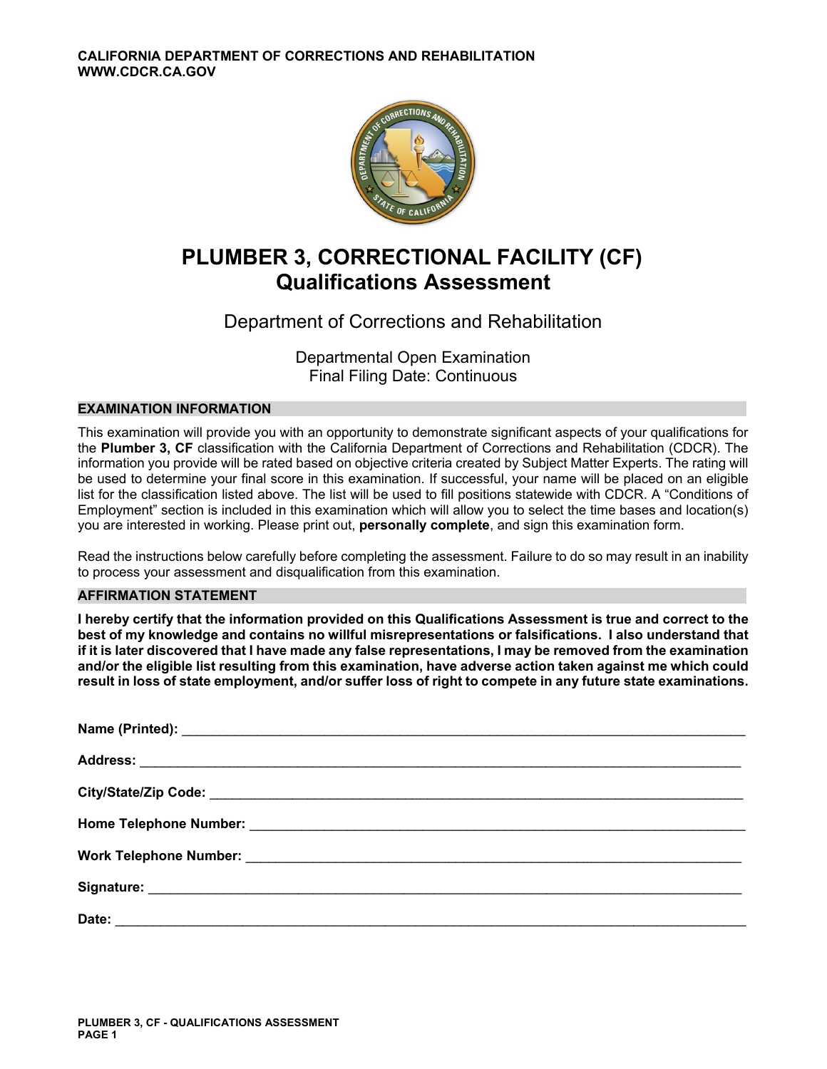CALIFORNIA DEPARTMENT OF CORRECTIONS AND REHABILITATION
WWW.CDCR.CA.GOV

# PLUMBER 3, CORRECTIONAL FACILITY (CF)
# Qualifications Assessment

Department of Corrections and Rehabilitation

Departmental Open Examination
Final Filing Date: Continuous

## EXAMINATION INFORMATION

This examination will provide you with an opportunity to demonstrate significant aspects of your qualifications for the **Plumber 3, CF** classification with the California Department of Corrections and Rehabilitation (CDCR). The information you provide will be rated based on objective criteria created by Subject Matter Experts. The rating will be used to determine your final score in this examination. If successful, your name will be placed on an eligible list for the classification listed above. The list will be used to fill positions statewide with CDCR. A "Conditions of Employment" section is included in this examination which will allow you to select the time bases and location(s) you are interested in working. Please print out, **personally complete**, and sign this examination form.

Read the instructions below carefully before completing the assessment. Failure to do so may result in an inability to process your assessment and disqualification from this examination.

## AFFIRMATION STATEMENT

**I hereby certify that the information provided on this Qualifications Assessment is true and correct to the best of my knowledge and contains no willful misrepresentations or falsifications. I also understand that if it is later discovered that I have made any false representations, I may be removed from the examination and/or the eligible list resulting from this examination, have adverse action taken against me which could result in loss of state employment, and/or suffer loss of right to compete in any future state examinations.**

**Name (Printed):** ______________________________

**Address:** ______________________________

**City/State/Zip Code:** ______________________________

**Home Telephone Number:** ______________________________

**Work Telephone Number:** ______________________________

**Signature:** ______________________________

**Date:** ______________________________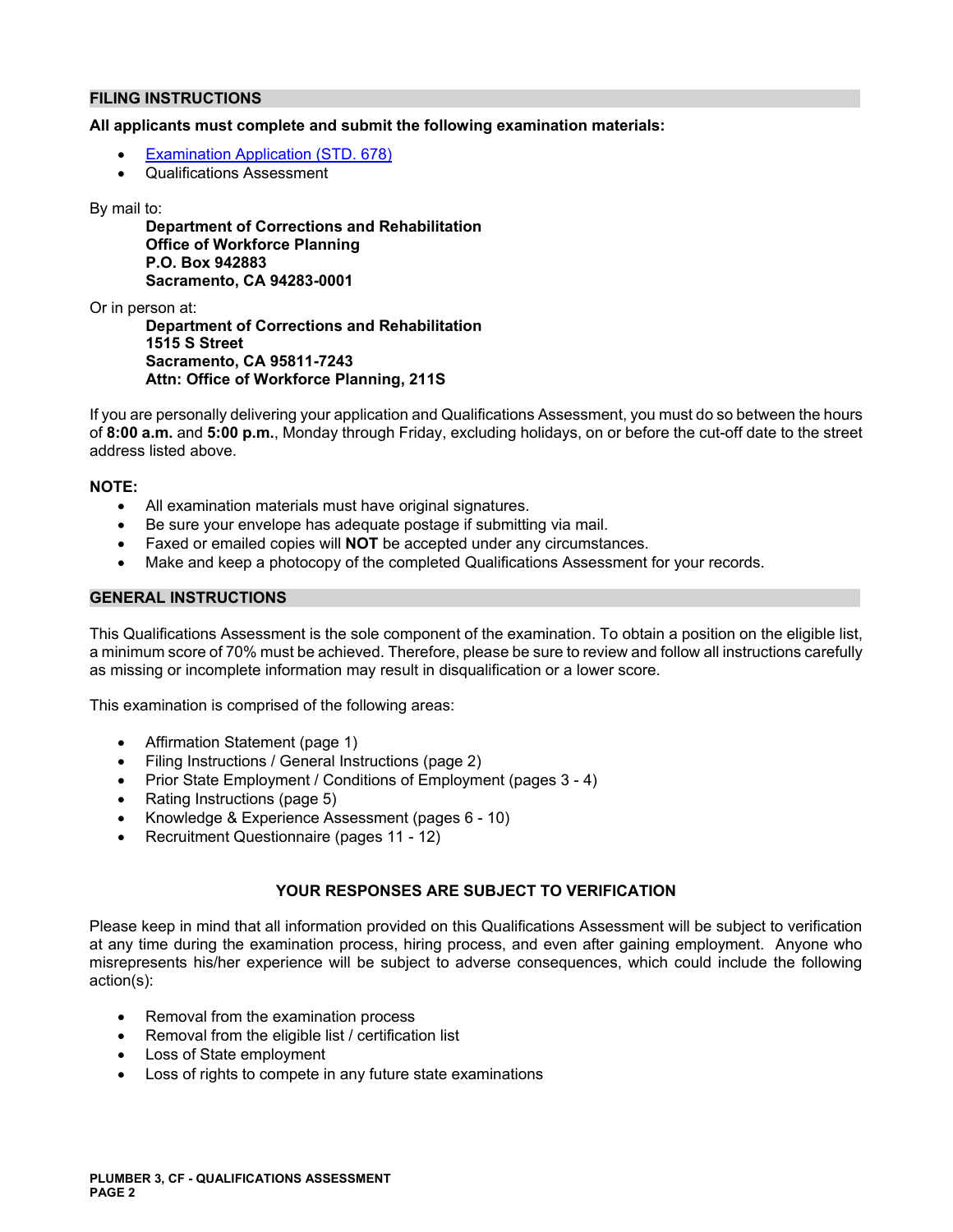## FILING INSTRUCTIONS

**All applicants must complete and submit the following examination materials:**

- [Examination Application (STD. 678)]
- Qualifications Assessment

By mail to:

**Department of Corrections and Rehabilitation**
**Office of Workforce Planning**
**P.O. Box 942883**
**Sacramento, CA 94283-0001**

Or in person at:

**Department of Corrections and Rehabilitation**
**1515 S Street**
**Sacramento, CA 95811-7243**
**Attn: Office of Workforce Planning, 211S**

If you are personally delivering your application and Qualifications Assessment, you must do so between the hours of **8:00 a.m.** and **5:00 p.m.**, Monday through Friday, excluding holidays, on or before the cut-off date to the street address listed above.

**NOTE:**

- All examination materials must have original signatures.
- Be sure your envelope has adequate postage if submitting via mail.
- Faxed or emailed copies will **NOT** be accepted under any circumstances.
- Make and keep a photocopy of the completed Qualifications Assessment for your records.

## GENERAL INSTRUCTIONS

This Qualifications Assessment is the sole component of the examination. To obtain a position on the eligible list, a minimum score of 70% must be achieved. Therefore, please be sure to review and follow all instructions carefully as missing or incomplete information may result in disqualification or a lower score.

This examination is comprised of the following areas:

- Affirmation Statement (page 1)
- Filing Instructions / General Instructions (page 2)
- Prior State Employment / Conditions of Employment (pages 3 - 4)
- Rating Instructions (page 5)
- Knowledge & Experience Assessment (pages 6 - 10)
- Recruitment Questionnaire (pages 11 - 12)

**YOUR RESPONSES ARE SUBJECT TO VERIFICATION**

Please keep in mind that all information provided on this Qualifications Assessment will be subject to verification at any time during the examination process, hiring process, and even after gaining employment. Anyone who misrepresents his/her experience will be subject to adverse consequences, which could include the following action(s):

- Removal from the examination process
- Removal from the eligible list / certification list
- Loss of State employment
- Loss of rights to compete in any future state examinations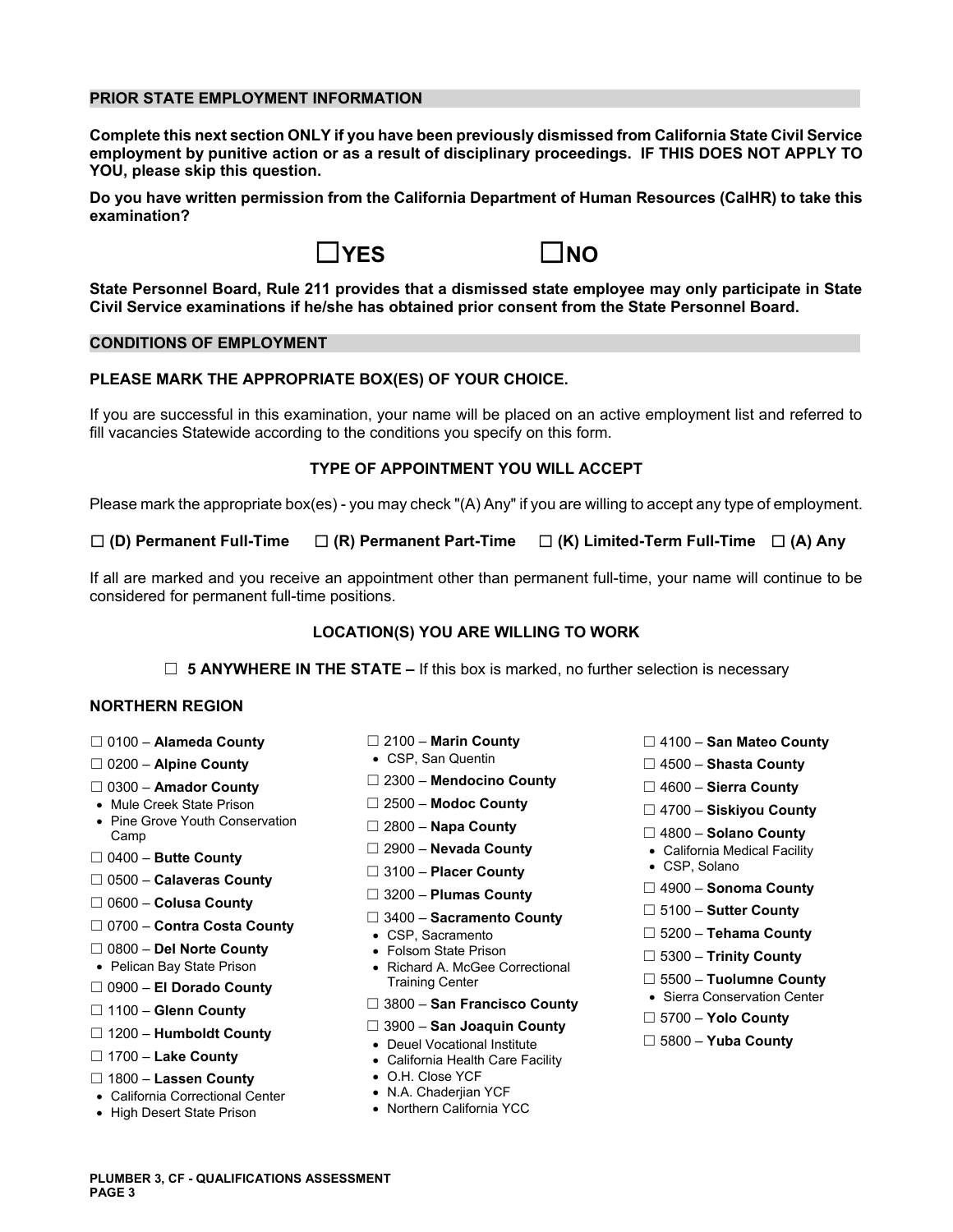## PRIOR STATE EMPLOYMENT INFORMATION

**Complete this next section ONLY if you have been previously dismissed from California State Civil Service employment by punitive action or as a result of disciplinary proceedings. IF THIS DOES NOT APPLY TO YOU, please skip this question.**

**Do you have written permission from the California Department of Human Resources (CalHR) to take this examination?**

☐ **YES** ☐ **NO**

**State Personnel Board, Rule 211 provides that a dismissed state employee may only participate in State Civil Service examinations if he/she has obtained prior consent from the State Personnel Board.**

## CONDITIONS OF EMPLOYMENT

**PLEASE MARK THE APPROPRIATE BOX(ES) OF YOUR CHOICE.**

If you are successful in this examination, your name will be placed on an active employment list and referred to fill vacancies Statewide according to the conditions you specify on this form.

### TYPE OF APPOINTMENT YOU WILL ACCEPT

Please mark the appropriate box(es) - you may check "(A) Any" if you are willing to accept any type of employment.

☐ **(D) Permanent Full-Time** ☐ **(R) Permanent Part-Time** ☐ **(K) Limited-Term Full-Time** ☐ **(A) Any**

If all are marked and you receive an appointment other than permanent full-time, your name will continue to be considered for permanent full-time positions.

### LOCATION(S) YOU ARE WILLING TO WORK

☐ **5 ANYWHERE IN THE STATE –** If this box is marked, no further selection is necessary

### NORTHERN REGION

☐ 0100 – **Alameda County**

☐ 0200 – **Alpine County**

☐ 0300 – **Amador County**
- Mule Creek State Prison
- Pine Grove Youth Conservation Camp

☐ 0400 – **Butte County**

☐ 0500 – **Calaveras County**

☐ 0600 – **Colusa County**

☐ 0700 – **Contra Costa County**

☐ 0800 – **Del Norte County**
- Pelican Bay State Prison

☐ 0900 – **El Dorado County**

☐ 1100 – **Glenn County**

☐ 1200 – **Humboldt County**

☐ 1700 – **Lake County**

☐ 1800 – **Lassen County**
- California Correctional Center
- High Desert State Prison

☐ 2100 – **Marin County**
- CSP, San Quentin

☐ 2300 – **Mendocino County**

☐ 2500 – **Modoc County**

☐ 2800 – **Napa County**

☐ 2900 – **Nevada County**

☐ 3100 – **Placer County**

☐ 3200 – **Plumas County**

☐ 3400 – **Sacramento County**
- CSP, Sacramento
- Folsom State Prison
- Richard A. McGee Correctional Training Center

☐ 3800 – **San Francisco County**

☐ 3900 – **San Joaquin County**
- Deuel Vocational Institute
- California Health Care Facility
- O.H. Close YCF
- N.A. Chaderjian YCF
- Northern California YCC

☐ 4100 – **San Mateo County**

☐ 4500 – **Shasta County**

☐ 4600 – **Sierra County**

☐ 4700 – **Siskiyou County**

☐ 4800 – **Solano County**
- California Medical Facility
- CSP, Solano

☐ 4900 – **Sonoma County**

☐ 5100 – **Sutter County**

☐ 5200 – **Tehama County**

☐ 5300 – **Trinity County**

☐ 5500 – **Tuolumne County**
- Sierra Conservation Center

☐ 5700 – **Yolo County**

☐ 5800 – **Yuba County**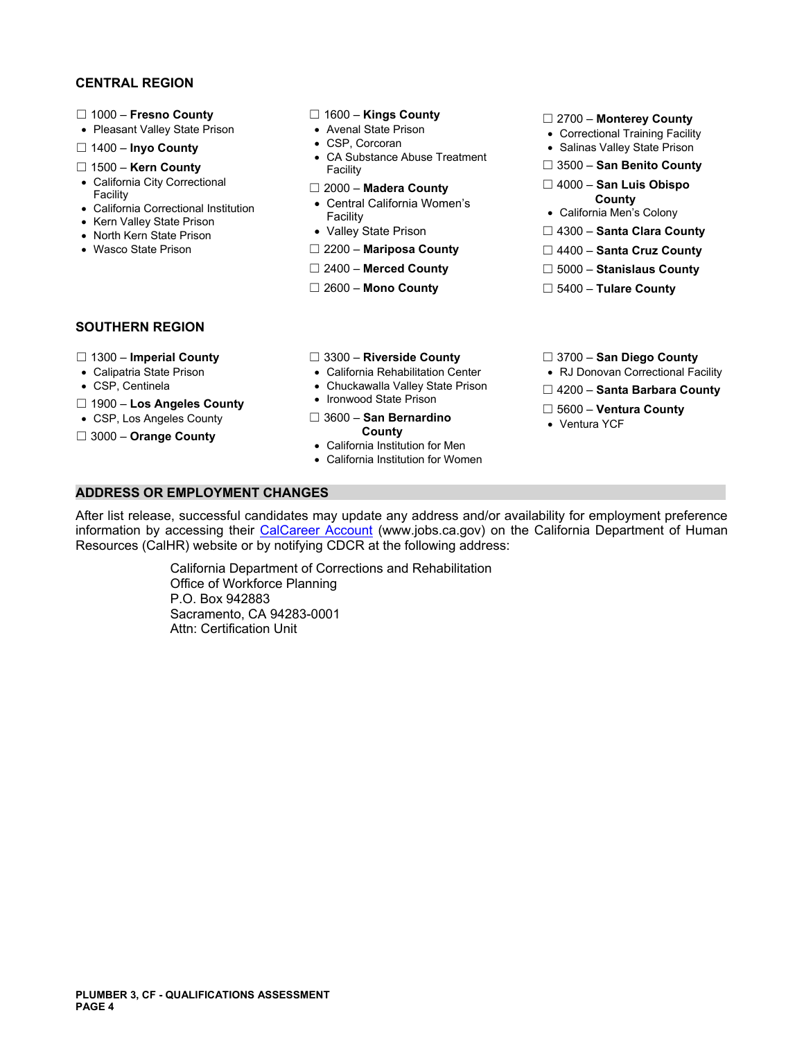## CENTRAL REGION

☐ 1000 – **Fresno County**
- Pleasant Valley State Prison

☐ 1400 – **Inyo County**

☐ 1500 – **Kern County**
- California City Correctional Facility
- California Correctional Institution
- Kern Valley State Prison
- North Kern State Prison
- Wasco State Prison

☐ 1600 – **Kings County**
- Avenal State Prison
- CSP, Corcoran
- CA Substance Abuse Treatment Facility

☐ 2000 – **Madera County**
- Central California Women's Facility
- Valley State Prison

☐ 2200 – **Mariposa County**

☐ 2400 – **Merced County**

☐ 2600 – **Mono County**

☐ 2700 – **Monterey County**
- Correctional Training Facility
- Salinas Valley State Prison

☐ 3500 – **San Benito County**

☐ 4000 – **San Luis Obispo County**
- California Men's Colony

☐ 4300 – **Santa Clara County**

☐ 4400 – **Santa Cruz County**

☐ 5000 – **Stanislaus County**

☐ 5400 – **Tulare County**

## SOUTHERN REGION

☐ 1300 – **Imperial County**
- Calipatria State Prison
- CSP, Centinela

☐ 1900 – **Los Angeles County**
- CSP, Los Angeles County

☐ 3000 – **Orange County**

☐ 3300 – **Riverside County**
- California Rehabilitation Center
- Chuckawalla Valley State Prison
- Ironwood State Prison

☐ 3600 – **San Bernardino County**
- California Institution for Men
- California Institution for Women

☐ 3700 – **San Diego County**
- RJ Donovan Correctional Facility

☐ 4200 – **Santa Barbara County**

☐ 5600 – **Ventura County**
- Ventura YCF

## ADDRESS OR EMPLOYMENT CHANGES

After list release, successful candidates may update any address and/or availability for employment preference information by accessing their [CalCareer Account](http://www.jobs.ca.gov) (www.jobs.ca.gov) on the California Department of Human Resources (CalHR) website or by notifying CDCR at the following address:

California Department of Corrections and Rehabilitation
Office of Workforce Planning
P.O. Box 942883
Sacramento, CA 94283-0001
Attn: Certification Unit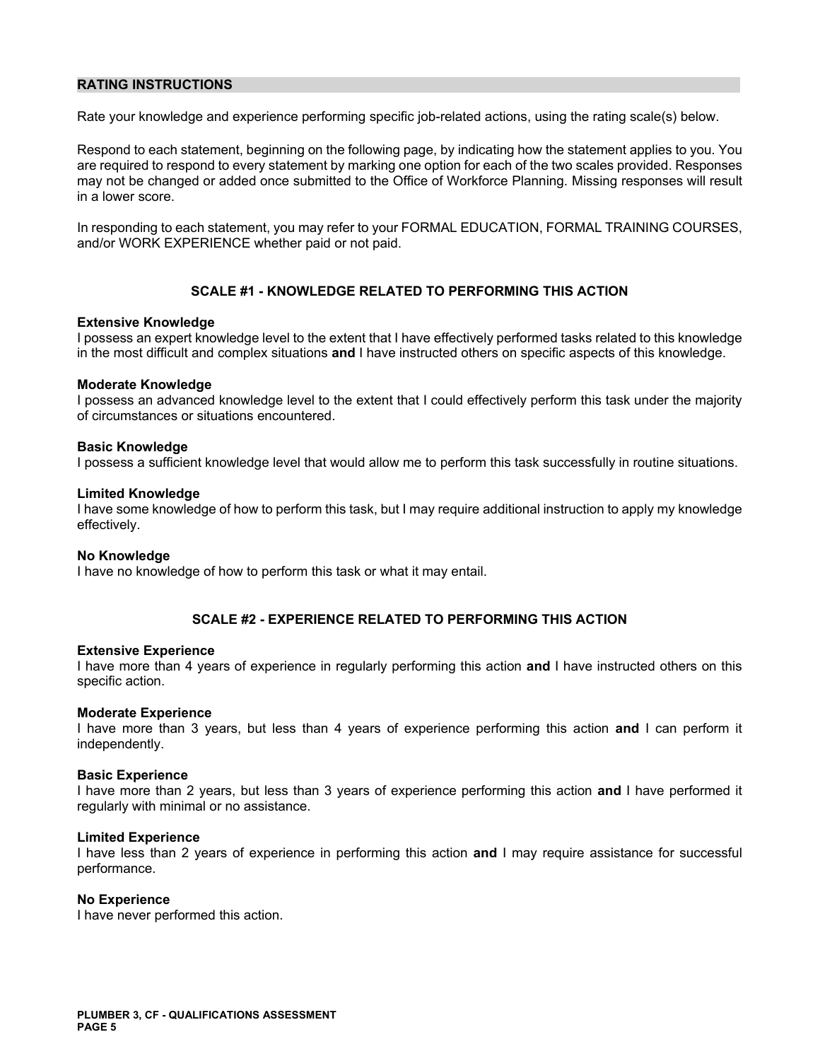## RATING INSTRUCTIONS

Rate your knowledge and experience performing specific job-related actions, using the rating scale(s) below.

Respond to each statement, beginning on the following page, by indicating how the statement applies to you. You are required to respond to every statement by marking one option for each of the two scales provided. Responses may not be changed or added once submitted to the Office of Workforce Planning. Missing responses will result in a lower score.

In responding to each statement, you may refer to your FORMAL EDUCATION, FORMAL TRAINING COURSES, and/or WORK EXPERIENCE whether paid or not paid.

### SCALE #1 - KNOWLEDGE RELATED TO PERFORMING THIS ACTION

**Extensive Knowledge**
I possess an expert knowledge level to the extent that I have effectively performed tasks related to this knowledge in the most difficult and complex situations **and** I have instructed others on specific aspects of this knowledge.

**Moderate Knowledge**
I possess an advanced knowledge level to the extent that I could effectively perform this task under the majority of circumstances or situations encountered.

**Basic Knowledge**
I possess a sufficient knowledge level that would allow me to perform this task successfully in routine situations.

**Limited Knowledge**
I have some knowledge of how to perform this task, but I may require additional instruction to apply my knowledge effectively.

**No Knowledge**
I have no knowledge of how to perform this task or what it may entail.

### SCALE #2 - EXPERIENCE RELATED TO PERFORMING THIS ACTION

**Extensive Experience**
I have more than 4 years of experience in regularly performing this action **and** I have instructed others on this specific action.

**Moderate Experience**
I have more than 3 years, but less than 4 years of experience performing this action **and** I can perform it independently.

**Basic Experience**
I have more than 2 years, but less than 3 years of experience performing this action **and** I have performed it regularly with minimal or no assistance.

**Limited Experience**
I have less than 2 years of experience in performing this action **and** I may require assistance for successful performance.

**No Experience**
I have never performed this action.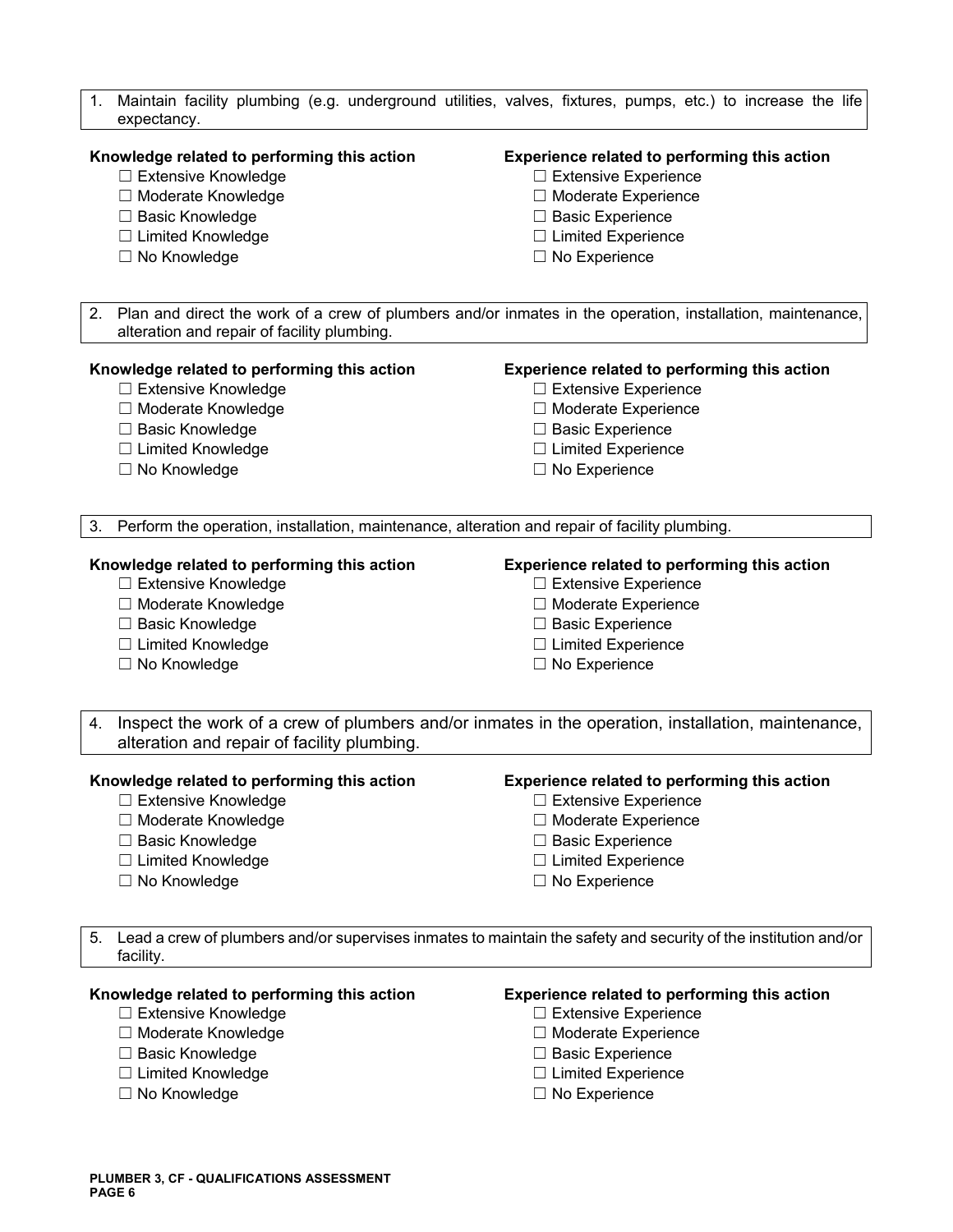1. Maintain facility plumbing (e.g. underground utilities, valves, fixtures, pumps, etc.) to increase the life expectancy.

**Knowledge related to performing this action**
- ☐ Extensive Knowledge
- ☐ Moderate Knowledge
- ☐ Basic Knowledge
- ☐ Limited Knowledge
- ☐ No Knowledge

**Experience related to performing this action**
- ☐ Extensive Experience
- ☐ Moderate Experience
- ☐ Basic Experience
- ☐ Limited Experience
- ☐ No Experience

2. Plan and direct the work of a crew of plumbers and/or inmates in the operation, installation, maintenance, alteration and repair of facility plumbing.

**Knowledge related to performing this action**
- ☐ Extensive Knowledge
- ☐ Moderate Knowledge
- ☐ Basic Knowledge
- ☐ Limited Knowledge
- ☐ No Knowledge

**Experience related to performing this action**
- ☐ Extensive Experience
- ☐ Moderate Experience
- ☐ Basic Experience
- ☐ Limited Experience
- ☐ No Experience

3. Perform the operation, installation, maintenance, alteration and repair of facility plumbing.

**Knowledge related to performing this action**
- ☐ Extensive Knowledge
- ☐ Moderate Knowledge
- ☐ Basic Knowledge
- ☐ Limited Knowledge
- ☐ No Knowledge

**Experience related to performing this action**
- ☐ Extensive Experience
- ☐ Moderate Experience
- ☐ Basic Experience
- ☐ Limited Experience
- ☐ No Experience

4. Inspect the work of a crew of plumbers and/or inmates in the operation, installation, maintenance, alteration and repair of facility plumbing.

**Knowledge related to performing this action**
- ☐ Extensive Knowledge
- ☐ Moderate Knowledge
- ☐ Basic Knowledge
- ☐ Limited Knowledge
- ☐ No Knowledge

**Experience related to performing this action**
- ☐ Extensive Experience
- ☐ Moderate Experience
- ☐ Basic Experience
- ☐ Limited Experience
- ☐ No Experience

5. Lead a crew of plumbers and/or supervises inmates to maintain the safety and security of the institution and/or facility.

**Knowledge related to performing this action**
- ☐ Extensive Knowledge
- ☐ Moderate Knowledge
- ☐ Basic Knowledge
- ☐ Limited Knowledge
- ☐ No Knowledge

**Experience related to performing this action**
- ☐ Extensive Experience
- ☐ Moderate Experience
- ☐ Basic Experience
- ☐ Limited Experience
- ☐ No Experience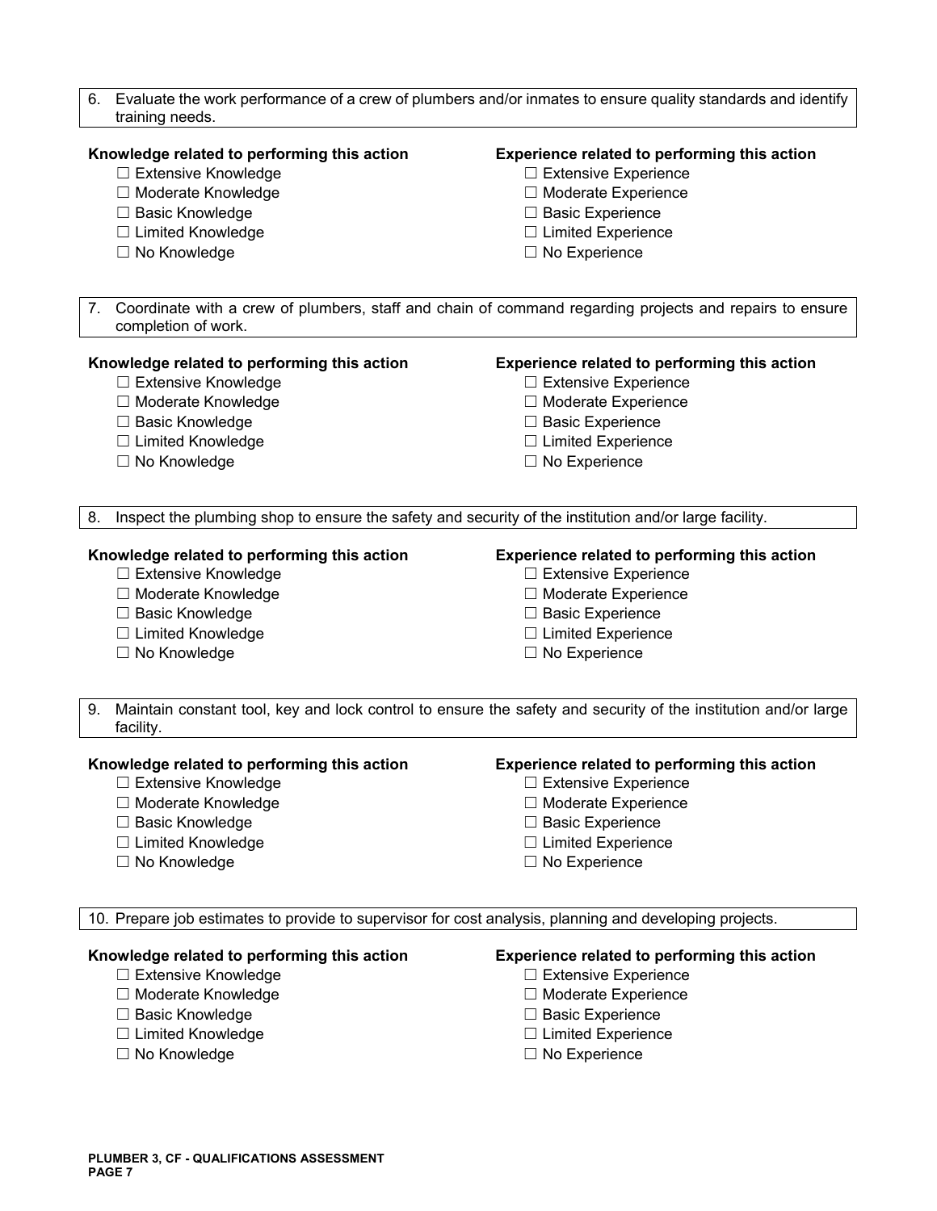6. Evaluate the work performance of a crew of plumbers and/or inmates to ensure quality standards and identify training needs.

**Knowledge related to performing this action**

- ☐ Extensive Knowledge
- ☐ Moderate Knowledge
- ☐ Basic Knowledge
- ☐ Limited Knowledge
- ☐ No Knowledge

**Experience related to performing this action**

- ☐ Extensive Experience
- ☐ Moderate Experience
- ☐ Basic Experience
- ☐ Limited Experience
- ☐ No Experience

7. Coordinate with a crew of plumbers, staff and chain of command regarding projects and repairs to ensure completion of work.

**Knowledge related to performing this action**

- ☐ Extensive Knowledge
- ☐ Moderate Knowledge
- ☐ Basic Knowledge
- ☐ Limited Knowledge
- ☐ No Knowledge

**Experience related to performing this action**

- ☐ Extensive Experience
- ☐ Moderate Experience
- ☐ Basic Experience
- ☐ Limited Experience
- ☐ No Experience

8. Inspect the plumbing shop to ensure the safety and security of the institution and/or large facility.

**Knowledge related to performing this action**

- ☐ Extensive Knowledge
- ☐ Moderate Knowledge
- ☐ Basic Knowledge
- ☐ Limited Knowledge
- ☐ No Knowledge

**Experience related to performing this action**

- ☐ Extensive Experience
- ☐ Moderate Experience
- ☐ Basic Experience
- ☐ Limited Experience
- ☐ No Experience

9. Maintain constant tool, key and lock control to ensure the safety and security of the institution and/or large facility.

**Knowledge related to performing this action**

- ☐ Extensive Knowledge
- ☐ Moderate Knowledge
- ☐ Basic Knowledge
- ☐ Limited Knowledge
- ☐ No Knowledge

**Experience related to performing this action**

- ☐ Extensive Experience
- ☐ Moderate Experience
- ☐ Basic Experience
- ☐ Limited Experience
- ☐ No Experience

10. Prepare job estimates to provide to supervisor for cost analysis, planning and developing projects.

**Knowledge related to performing this action**

- ☐ Extensive Knowledge
- ☐ Moderate Knowledge
- ☐ Basic Knowledge
- ☐ Limited Knowledge
- ☐ No Knowledge

**Experience related to performing this action**

- ☐ Extensive Experience
- ☐ Moderate Experience
- ☐ Basic Experience
- ☐ Limited Experience
- ☐ No Experience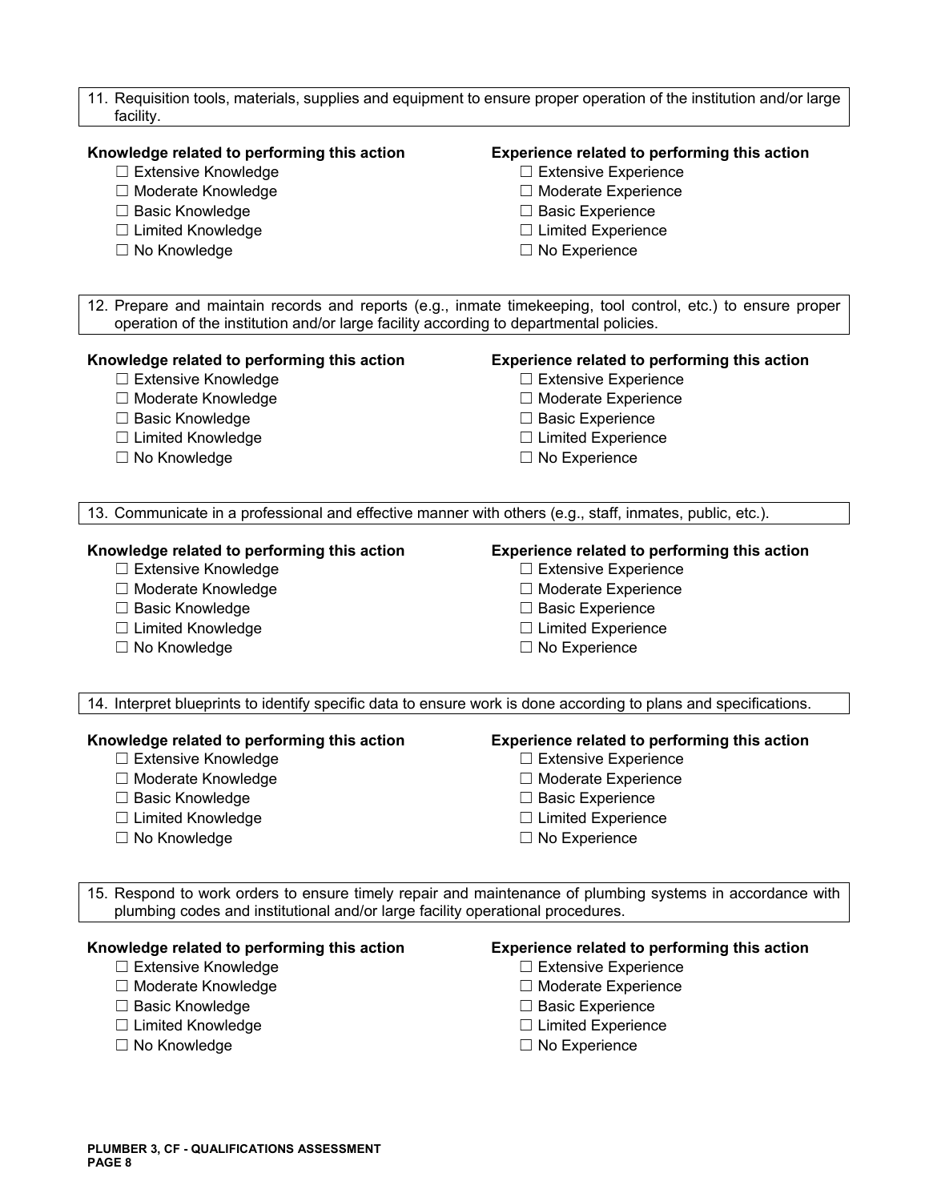11. Requisition tools, materials, supplies and equipment to ensure proper operation of the institution and/or large facility.

**Knowledge related to performing this action**
- ☐ Extensive Knowledge
- ☐ Moderate Knowledge
- ☐ Basic Knowledge
- ☐ Limited Knowledge
- ☐ No Knowledge

**Experience related to performing this action**
- ☐ Extensive Experience
- ☐ Moderate Experience
- ☐ Basic Experience
- ☐ Limited Experience
- ☐ No Experience

12. Prepare and maintain records and reports (e.g., inmate timekeeping, tool control, etc.) to ensure proper operation of the institution and/or large facility according to departmental policies.

**Knowledge related to performing this action**
- ☐ Extensive Knowledge
- ☐ Moderate Knowledge
- ☐ Basic Knowledge
- ☐ Limited Knowledge
- ☐ No Knowledge

**Experience related to performing this action**
- ☐ Extensive Experience
- ☐ Moderate Experience
- ☐ Basic Experience
- ☐ Limited Experience
- ☐ No Experience

13. Communicate in a professional and effective manner with others (e.g., staff, inmates, public, etc.).

**Knowledge related to performing this action**
- ☐ Extensive Knowledge
- ☐ Moderate Knowledge
- ☐ Basic Knowledge
- ☐ Limited Knowledge
- ☐ No Knowledge

**Experience related to performing this action**
- ☐ Extensive Experience
- ☐ Moderate Experience
- ☐ Basic Experience
- ☐ Limited Experience
- ☐ No Experience

14. Interpret blueprints to identify specific data to ensure work is done according to plans and specifications.

**Knowledge related to performing this action**
- ☐ Extensive Knowledge
- ☐ Moderate Knowledge
- ☐ Basic Knowledge
- ☐ Limited Knowledge
- ☐ No Knowledge

**Experience related to performing this action**
- ☐ Extensive Experience
- ☐ Moderate Experience
- ☐ Basic Experience
- ☐ Limited Experience
- ☐ No Experience

15. Respond to work orders to ensure timely repair and maintenance of plumbing systems in accordance with plumbing codes and institutional and/or large facility operational procedures.

**Knowledge related to performing this action**
- ☐ Extensive Knowledge
- ☐ Moderate Knowledge
- ☐ Basic Knowledge
- ☐ Limited Knowledge
- ☐ No Knowledge

**Experience related to performing this action**
- ☐ Extensive Experience
- ☐ Moderate Experience
- ☐ Basic Experience
- ☐ Limited Experience
- ☐ No Experience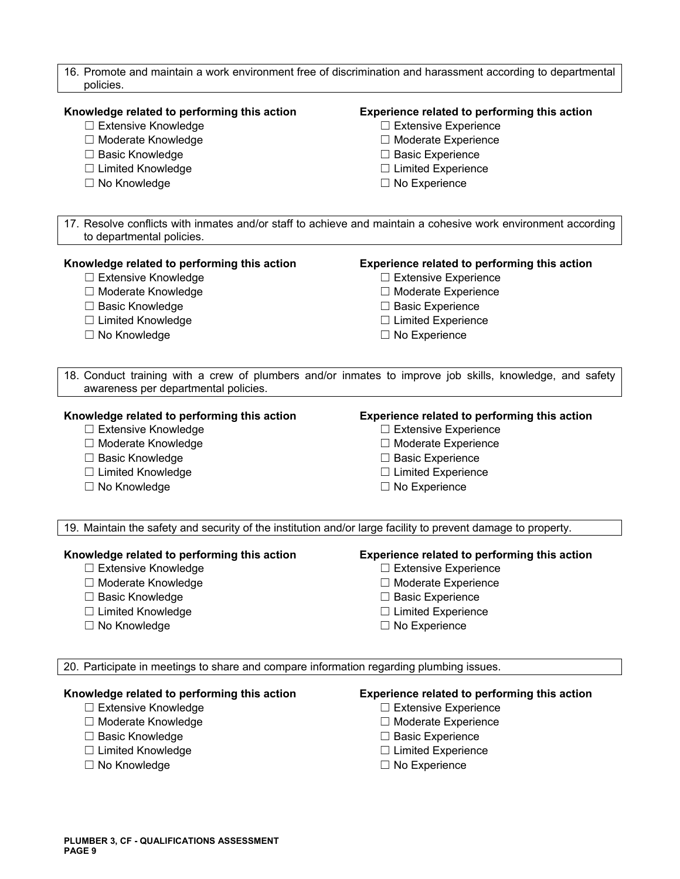16. Promote and maintain a work environment free of discrimination and harassment according to departmental policies.

**Knowledge related to performing this action**

- ☐ Extensive Knowledge
- ☐ Moderate Knowledge
- ☐ Basic Knowledge
- ☐ Limited Knowledge
- ☐ No Knowledge

**Experience related to performing this action**

- ☐ Extensive Experience
- ☐ Moderate Experience
- ☐ Basic Experience
- ☐ Limited Experience
- ☐ No Experience

17. Resolve conflicts with inmates and/or staff to achieve and maintain a cohesive work environment according to departmental policies.

**Knowledge related to performing this action**

- ☐ Extensive Knowledge
- ☐ Moderate Knowledge
- ☐ Basic Knowledge
- ☐ Limited Knowledge
- ☐ No Knowledge

**Experience related to performing this action**

- ☐ Extensive Experience
- ☐ Moderate Experience
- ☐ Basic Experience
- ☐ Limited Experience
- ☐ No Experience

18. Conduct training with a crew of plumbers and/or inmates to improve job skills, knowledge, and safety awareness per departmental policies.

**Knowledge related to performing this action**

- ☐ Extensive Knowledge
- ☐ Moderate Knowledge
- ☐ Basic Knowledge
- ☐ Limited Knowledge
- ☐ No Knowledge

**Experience related to performing this action**

- ☐ Extensive Experience
- ☐ Moderate Experience
- ☐ Basic Experience
- ☐ Limited Experience
- ☐ No Experience

19. Maintain the safety and security of the institution and/or large facility to prevent damage to property.

**Knowledge related to performing this action**

- ☐ Extensive Knowledge
- ☐ Moderate Knowledge
- ☐ Basic Knowledge
- ☐ Limited Knowledge
- ☐ No Knowledge

**Experience related to performing this action**

- ☐ Extensive Experience
- ☐ Moderate Experience
- ☐ Basic Experience
- ☐ Limited Experience
- ☐ No Experience

20. Participate in meetings to share and compare information regarding plumbing issues.

**Knowledge related to performing this action**

- ☐ Extensive Knowledge
- ☐ Moderate Knowledge
- ☐ Basic Knowledge
- ☐ Limited Knowledge
- ☐ No Knowledge

**Experience related to performing this action**

- ☐ Extensive Experience
- ☐ Moderate Experience
- ☐ Basic Experience
- ☐ Limited Experience
- ☐ No Experience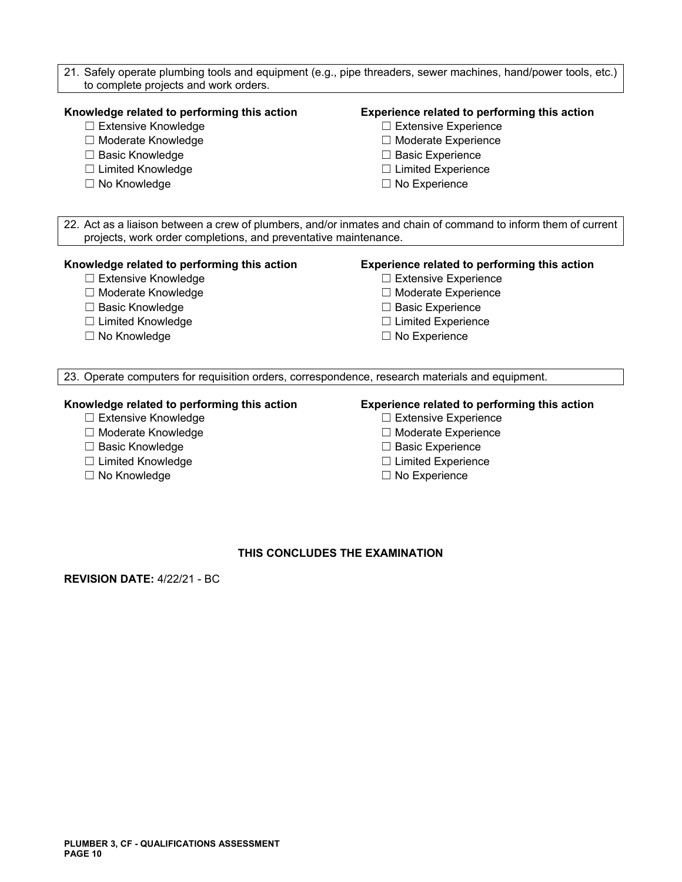21. Safely operate plumbing tools and equipment (e.g., pipe threaders, sewer machines, hand/power tools, etc.) to complete projects and work orders.

**Knowledge related to performing this action**
- ☐ Extensive Knowledge
- ☐ Moderate Knowledge
- ☐ Basic Knowledge
- ☐ Limited Knowledge
- ☐ No Knowledge

**Experience related to performing this action**
- ☐ Extensive Experience
- ☐ Moderate Experience
- ☐ Basic Experience
- ☐ Limited Experience
- ☐ No Experience

22. Act as a liaison between a crew of plumbers, and/or inmates and chain of command to inform them of current projects, work order completions, and preventative maintenance.

**Knowledge related to performing this action**
- ☐ Extensive Knowledge
- ☐ Moderate Knowledge
- ☐ Basic Knowledge
- ☐ Limited Knowledge
- ☐ No Knowledge

**Experience related to performing this action**
- ☐ Extensive Experience
- ☐ Moderate Experience
- ☐ Basic Experience
- ☐ Limited Experience
- ☐ No Experience

23. Operate computers for requisition orders, correspondence, research materials and equipment.

**Knowledge related to performing this action**
- ☐ Extensive Knowledge
- ☐ Moderate Knowledge
- ☐ Basic Knowledge
- ☐ Limited Knowledge
- ☐ No Knowledge

**Experience related to performing this action**
- ☐ Extensive Experience
- ☐ Moderate Experience
- ☐ Basic Experience
- ☐ Limited Experience
- ☐ No Experience

**THIS CONCLUDES THE EXAMINATION**

**REVISION DATE:** 4/22/21 - BC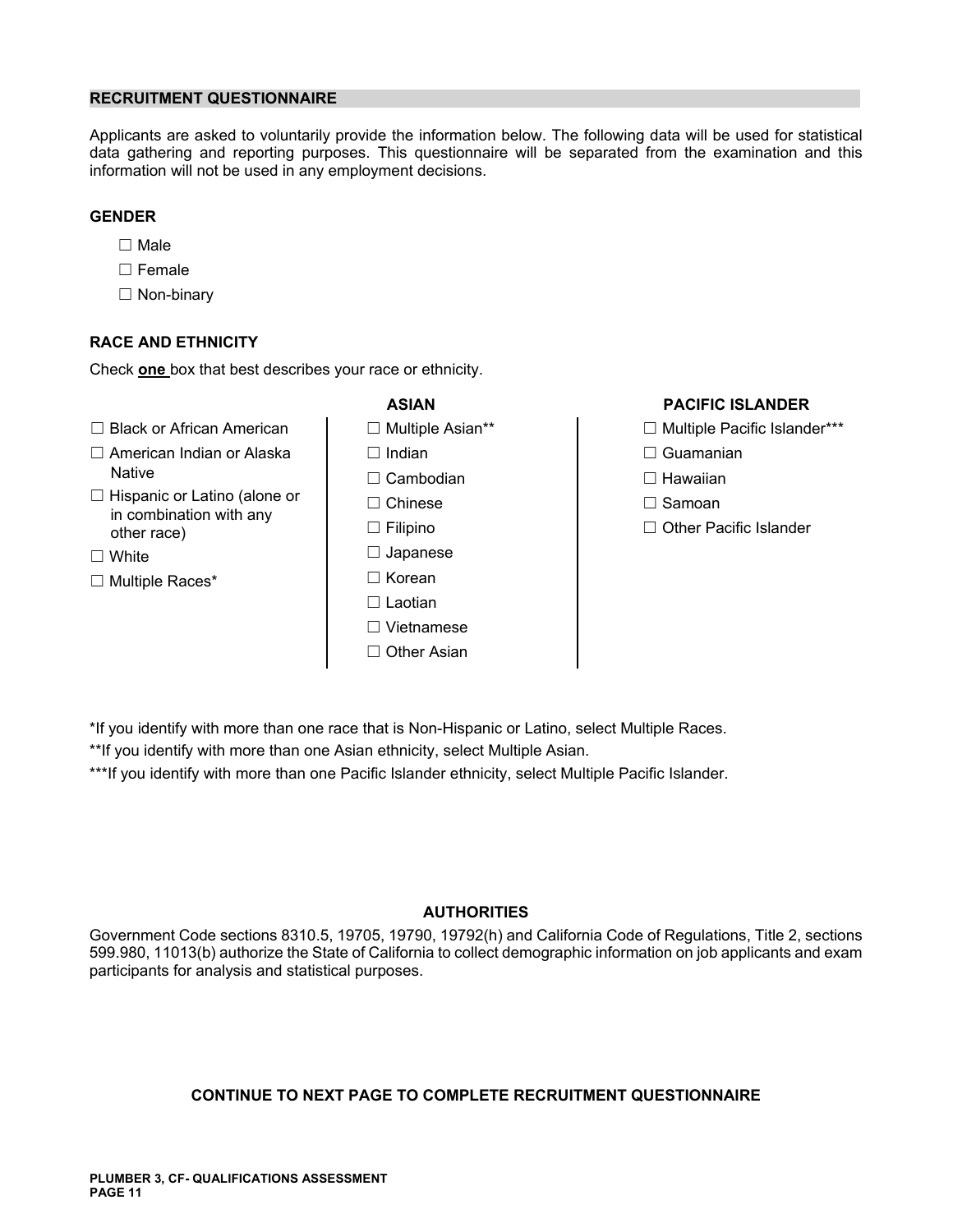## RECRUITMENT QUESTIONNAIRE

Applicants are asked to voluntarily provide the information below. The following data will be used for statistical data gathering and reporting purposes. This questionnaire will be separated from the examination and this information will not be used in any employment decisions.

### GENDER

- ☐ Male
- ☐ Female
- ☐ Non-binary

### RACE AND ETHNICITY

Check **one** box that best describes your race or ethnicity.

- ☐ Black or African American
- ☐ American Indian or Alaska Native
- ☐ Hispanic or Latino (alone or in combination with any other race)
- ☐ White
- ☐ Multiple Races*

**ASIAN**

- ☐ Multiple Asian**
- ☐ Indian
- ☐ Cambodian
- ☐ Chinese
- ☐ Filipino
- ☐ Japanese
- ☐ Korean
- ☐ Laotian
- ☐ Vietnamese
- ☐ Other Asian

**PACIFIC ISLANDER**

- ☐ Multiple Pacific Islander***
- ☐ Guamanian
- ☐ Hawaiian
- ☐ Samoan
- ☐ Other Pacific Islander

*If you identify with more than one race that is Non-Hispanic or Latino, select Multiple Races.

**If you identify with more than one Asian ethnicity, select Multiple Asian.

***If you identify with more than one Pacific Islander ethnicity, select Multiple Pacific Islander.

### AUTHORITIES

Government Code sections 8310.5, 19705, 19790, 19792(h) and California Code of Regulations, Title 2, sections 599.980, 11013(b) authorize the State of California to collect demographic information on job applicants and exam participants for analysis and statistical purposes.

**CONTINUE TO NEXT PAGE TO COMPLETE RECRUITMENT QUESTIONNAIRE**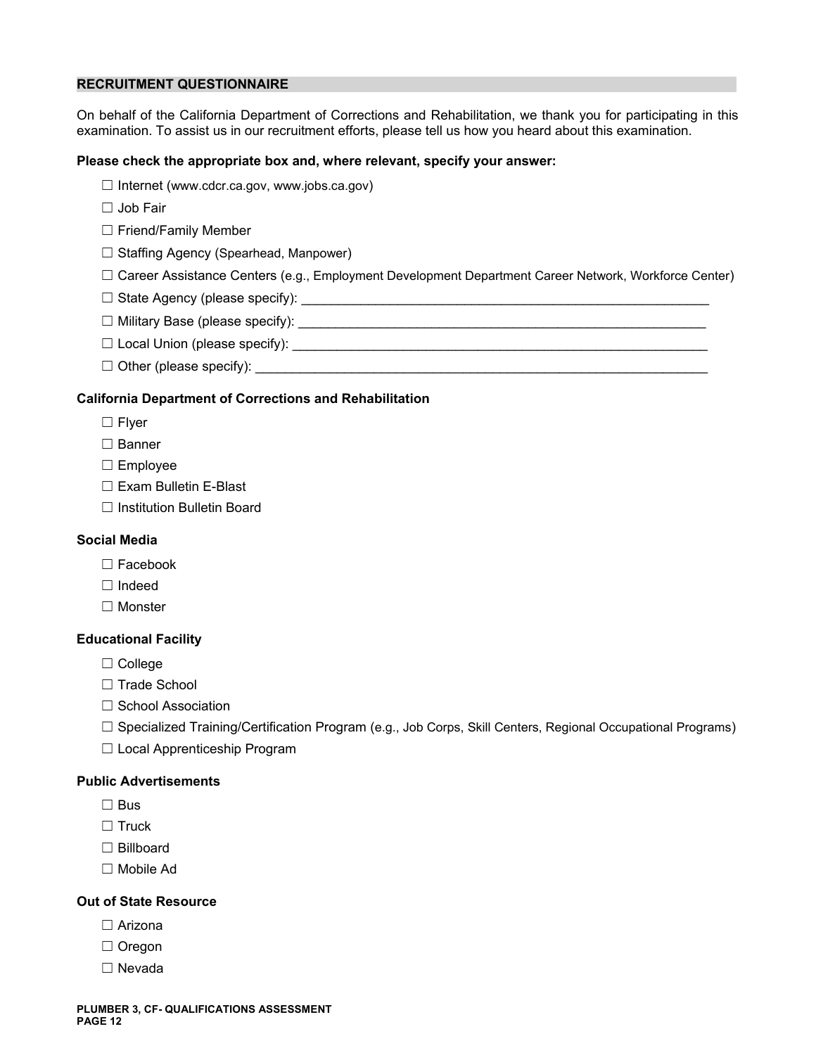## RECRUITMENT QUESTIONNAIRE

On behalf of the California Department of Corrections and Rehabilitation, we thank you for participating in this examination. To assist us in our recruitment efforts, please tell us how you heard about this examination.

**Please check the appropriate box and, where relevant, specify your answer:**

- ☐ Internet (www.cdcr.ca.gov, www.jobs.ca.gov)
- ☐ Job Fair
- ☐ Friend/Family Member
- ☐ Staffing Agency (Spearhead, Manpower)
- ☐ Career Assistance Centers (e.g., Employment Development Department Career Network, Workforce Center)
- ☐ State Agency (please specify): ___________________________________________________________
- ☐ Military Base (please specify): ___________________________________________________________
- ☐ Local Union (please specify): ____________________________________________________________
- ☐ Other (please specify): _________________________________________________________________

**California Department of Corrections and Rehabilitation**

- ☐ Flyer
- ☐ Banner
- ☐ Employee
- ☐ Exam Bulletin E-Blast
- ☐ Institution Bulletin Board

**Social Media**

- ☐ Facebook
- ☐ Indeed
- ☐ Monster

**Educational Facility**

- ☐ College
- ☐ Trade School
- ☐ School Association
- ☐ Specialized Training/Certification Program (e.g., Job Corps, Skill Centers, Regional Occupational Programs)
- ☐ Local Apprenticeship Program

**Public Advertisements**

- ☐ Bus
- ☐ Truck
- ☐ Billboard
- ☐ Mobile Ad

**Out of State Resource**

- ☐ Arizona
- ☐ Oregon
- ☐ Nevada